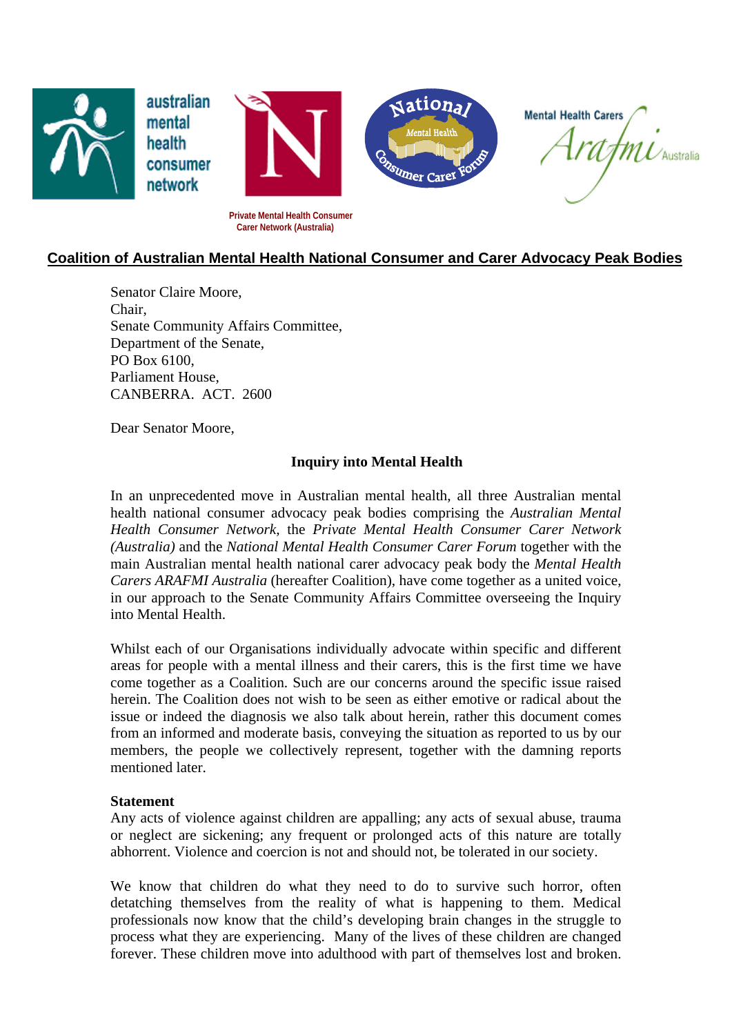australian mental health consumer network

Private Mental Health Consumer Carer Network (Australia)

National Mental Health Consumer Carer Forum

Mental Health Carers Arafmi Australia

## Coalition of Australian Mental Health National Consumer and Carer Advocacy Peak Bodies

Senator Claire Moore,
Chair,
Senate Community Affairs Committee,
Department of the Senate,
PO Box 6100,
Parliament House,
CANBERRA. ACT. 2600

Dear Senator Moore,

### Inquiry into Mental Health

In an unprecedented move in Australian mental health, all three Australian mental health national consumer advocacy peak bodies comprising the *Australian Mental Health Consumer Network*, the *Private Mental Health Consumer Carer Network (Australia)* and the *National Mental Health Consumer Carer Forum* together with the main Australian mental health national carer advocacy peak body the *Mental Health Carers ARAFMI Australia* (hereafter Coalition), have come together as a united voice, in our approach to the Senate Community Affairs Committee overseeing the Inquiry into Mental Health.

Whilst each of our Organisations individually advocate within specific and different areas for people with a mental illness and their carers, this is the first time we have come together as a Coalition. Such are our concerns around the specific issue raised herein. The Coalition does not wish to be seen as either emotive or radical about the issue or indeed the diagnosis we also talk about herein, rather this document comes from an informed and moderate basis, conveying the situation as reported to us by our members, the people we collectively represent, together with the damning reports mentioned later.

**Statement**

Any acts of violence against children are appalling; any acts of sexual abuse, trauma or neglect are sickening; any frequent or prolonged acts of this nature are totally abhorrent. Violence and coercion is not and should not, be tolerated in our society.

We know that children do what they need to do to survive such horror, often detatching themselves from the reality of what is happening to them. Medical professionals now know that the child's developing brain changes in the struggle to process what they are experiencing. Many of the lives of these children are changed forever. These children move into adulthood with part of themselves lost and broken.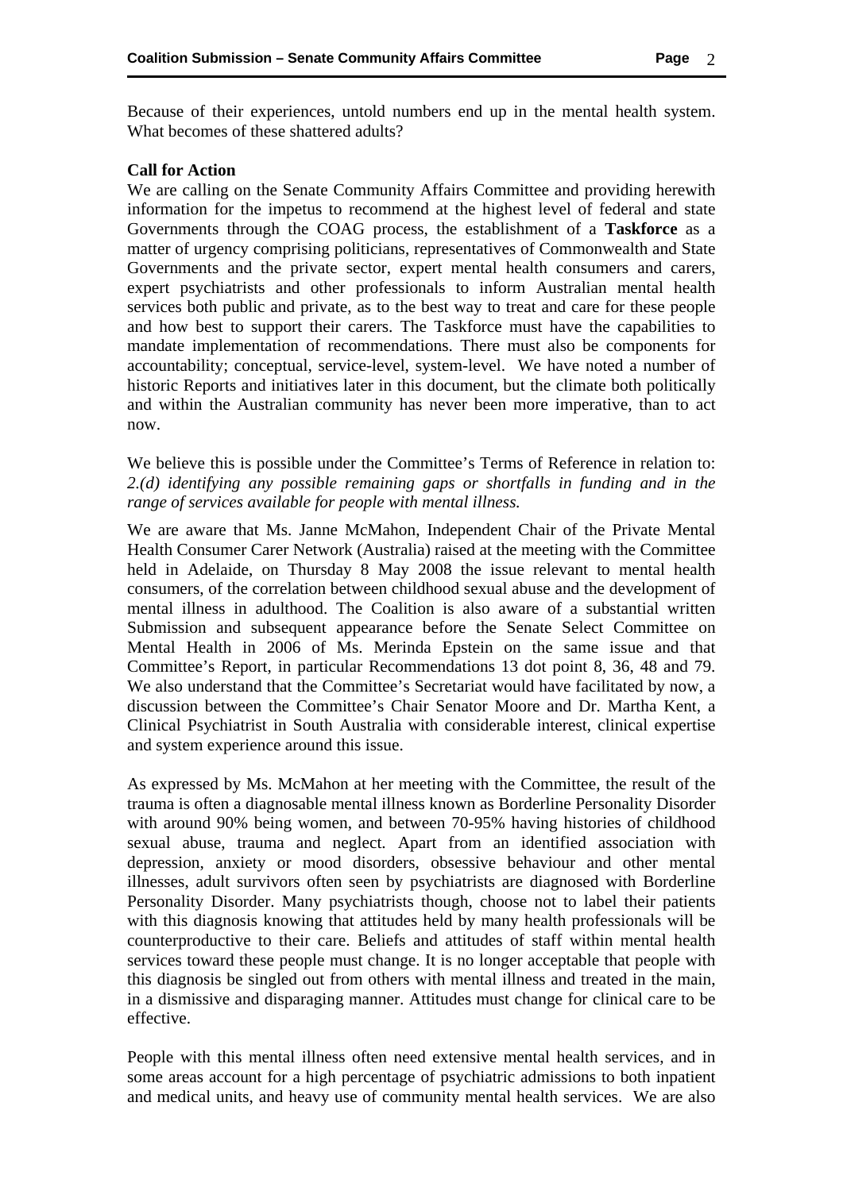Because of their experiences, untold numbers end up in the mental health system. What becomes of these shattered adults?

**Call for Action**

We are calling on the Senate Community Affairs Committee and providing herewith information for the impetus to recommend at the highest level of federal and state Governments through the COAG process, the establishment of a **Taskforce** as a matter of urgency comprising politicians, representatives of Commonwealth and State Governments and the private sector, expert mental health consumers and carers, expert psychiatrists and other professionals to inform Australian mental health services both public and private, as to the best way to treat and care for these people and how best to support their carers. The Taskforce must have the capabilities to mandate implementation of recommendations. There must also be components for accountability; conceptual, service-level, system-level. We have noted a number of historic Reports and initiatives later in this document, but the climate both politically and within the Australian community has never been more imperative, than to act now.

We believe this is possible under the Committee's Terms of Reference in relation to: *2.(d) identifying any possible remaining gaps or shortfalls in funding and in the range of services available for people with mental illness.*

We are aware that Ms. Janne McMahon, Independent Chair of the Private Mental Health Consumer Carer Network (Australia) raised at the meeting with the Committee held in Adelaide, on Thursday 8 May 2008 the issue relevant to mental health consumers, of the correlation between childhood sexual abuse and the development of mental illness in adulthood. The Coalition is also aware of a substantial written Submission and subsequent appearance before the Senate Select Committee on Mental Health in 2006 of Ms. Merinda Epstein on the same issue and that Committee's Report, in particular Recommendations 13 dot point 8, 36, 48 and 79. We also understand that the Committee's Secretariat would have facilitated by now, a discussion between the Committee's Chair Senator Moore and Dr. Martha Kent, a Clinical Psychiatrist in South Australia with considerable interest, clinical expertise and system experience around this issue.

As expressed by Ms. McMahon at her meeting with the Committee, the result of the trauma is often a diagnosable mental illness known as Borderline Personality Disorder with around 90% being women, and between 70-95% having histories of childhood sexual abuse, trauma and neglect. Apart from an identified association with depression, anxiety or mood disorders, obsessive behaviour and other mental illnesses, adult survivors often seen by psychiatrists are diagnosed with Borderline Personality Disorder. Many psychiatrists though, choose not to label their patients with this diagnosis knowing that attitudes held by many health professionals will be counterproductive to their care. Beliefs and attitudes of staff within mental health services toward these people must change. It is no longer acceptable that people with this diagnosis be singled out from others with mental illness and treated in the main, in a dismissive and disparaging manner. Attitudes must change for clinical care to be effective.

People with this mental illness often need extensive mental health services, and in some areas account for a high percentage of psychiatric admissions to both inpatient and medical units, and heavy use of community mental health services. We are also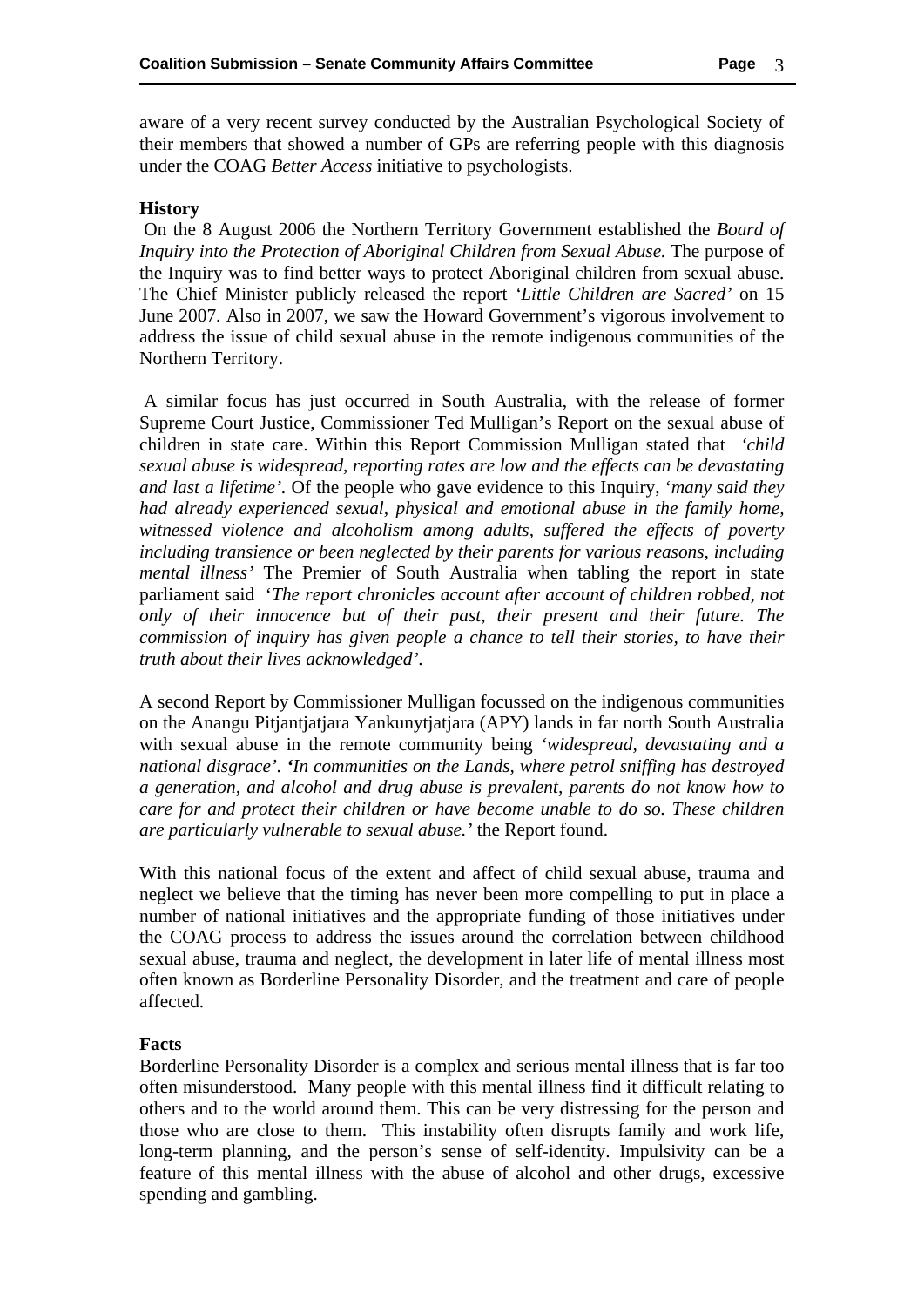aware of a very recent survey conducted by the Australian Psychological Society of their members that showed a number of GPs are referring people with this diagnosis under the COAG *Better Access* initiative to psychologists.

**History**

On the 8 August 2006 the Northern Territory Government established the *Board of Inquiry into the Protection of Aboriginal Children from Sexual Abuse.* The purpose of the Inquiry was to find better ways to protect Aboriginal children from sexual abuse. The Chief Minister publicly released the report *'Little Children are Sacred'* on 15 June 2007. Also in 2007, we saw the Howard Government's vigorous involvement to address the issue of child sexual abuse in the remote indigenous communities of the Northern Territory.

A similar focus has just occurred in South Australia, with the release of former Supreme Court Justice, Commissioner Ted Mulligan's Report on the sexual abuse of children in state care. Within this Report Commission Mulligan stated that *'child sexual abuse is widespread, reporting rates are low and the effects can be devastating and last a lifetime'.* Of the people who gave evidence to this Inquiry, '*many said they had already experienced sexual, physical and emotional abuse in the family home, witnessed violence and alcoholism among adults, suffered the effects of poverty including transience or been neglected by their parents for various reasons, including mental illness'* The Premier of South Australia when tabling the report in state parliament said *'The report chronicles account after account of children robbed, not only of their innocence but of their past, their present and their future. The commission of inquiry has given people a chance to tell their stories, to have their truth about their lives acknowledged'.*

A second Report by Commissioner Mulligan focussed on the indigenous communities on the Anangu Pitjantjatjara Yankunytjatjara (APY) lands in far north South Australia with sexual abuse in the remote community being *'widespread, devastating and a national disgrace'. 'In communities on the Lands, where petrol sniffing has destroyed a generation, and alcohol and drug abuse is prevalent, parents do not know how to care for and protect their children or have become unable to do so. These children are particularly vulnerable to sexual abuse.'* the Report found.

With this national focus of the extent and affect of child sexual abuse, trauma and neglect we believe that the timing has never been more compelling to put in place a number of national initiatives and the appropriate funding of those initiatives under the COAG process to address the issues around the correlation between childhood sexual abuse, trauma and neglect, the development in later life of mental illness most often known as Borderline Personality Disorder, and the treatment and care of people affected.

**Facts**

Borderline Personality Disorder is a complex and serious mental illness that is far too often misunderstood. Many people with this mental illness find it difficult relating to others and to the world around them. This can be very distressing for the person and those who are close to them. This instability often disrupts family and work life, long-term planning, and the person's sense of self-identity. Impulsivity can be a feature of this mental illness with the abuse of alcohol and other drugs, excessive spending and gambling.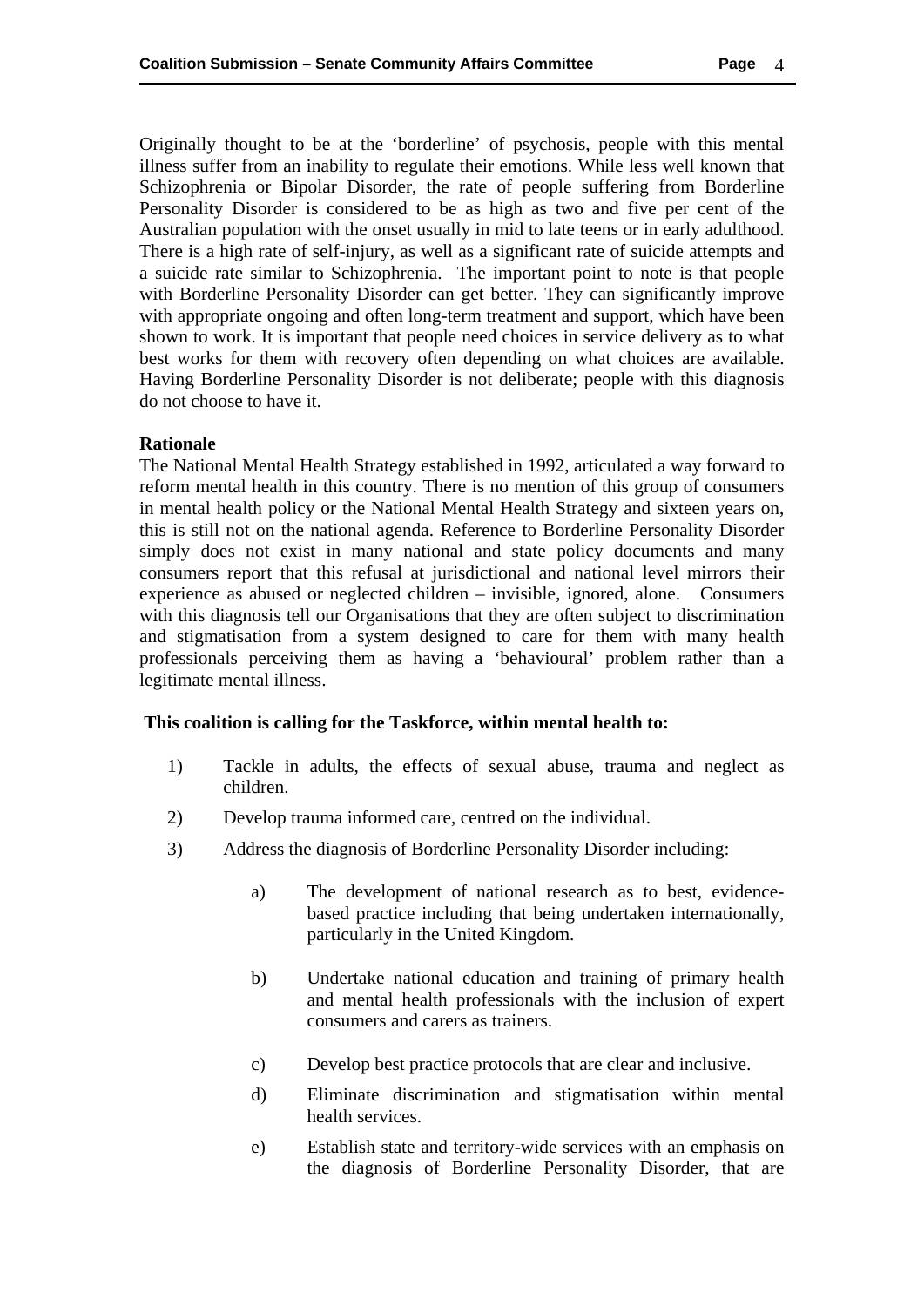Originally thought to be at the 'borderline' of psychosis, people with this mental illness suffer from an inability to regulate their emotions. While less well known that Schizophrenia or Bipolar Disorder, the rate of people suffering from Borderline Personality Disorder is considered to be as high as two and five per cent of the Australian population with the onset usually in mid to late teens or in early adulthood. There is a high rate of self-injury, as well as a significant rate of suicide attempts and a suicide rate similar to Schizophrenia. The important point to note is that people with Borderline Personality Disorder can get better. They can significantly improve with appropriate ongoing and often long-term treatment and support, which have been shown to work. It is important that people need choices in service delivery as to what best works for them with recovery often depending on what choices are available. Having Borderline Personality Disorder is not deliberate; people with this diagnosis do not choose to have it.

**Rationale**

The National Mental Health Strategy established in 1992, articulated a way forward to reform mental health in this country. There is no mention of this group of consumers in mental health policy or the National Mental Health Strategy and sixteen years on, this is still not on the national agenda. Reference to Borderline Personality Disorder simply does not exist in many national and state policy documents and many consumers report that this refusal at jurisdictional and national level mirrors their experience as abused or neglected children – invisible, ignored, alone. Consumers with this diagnosis tell our Organisations that they are often subject to discrimination and stigmatisation from a system designed to care for them with many health professionals perceiving them as having a 'behavioural' problem rather than a legitimate mental illness.

**This coalition is calling for the Taskforce, within mental health to:**

1) Tackle in adults, the effects of sexual abuse, trauma and neglect as children.

2) Develop trauma informed care, centred on the individual.

3) Address the diagnosis of Borderline Personality Disorder including:

   a) The development of national research as to best, evidence-based practice including that being undertaken internationally, particularly in the United Kingdom.

   b) Undertake national education and training of primary health and mental health professionals with the inclusion of expert consumers and carers as trainers.

   c) Develop best practice protocols that are clear and inclusive.

   d) Eliminate discrimination and stigmatisation within mental health services.

   e) Establish state and territory-wide services with an emphasis on the diagnosis of Borderline Personality Disorder, that are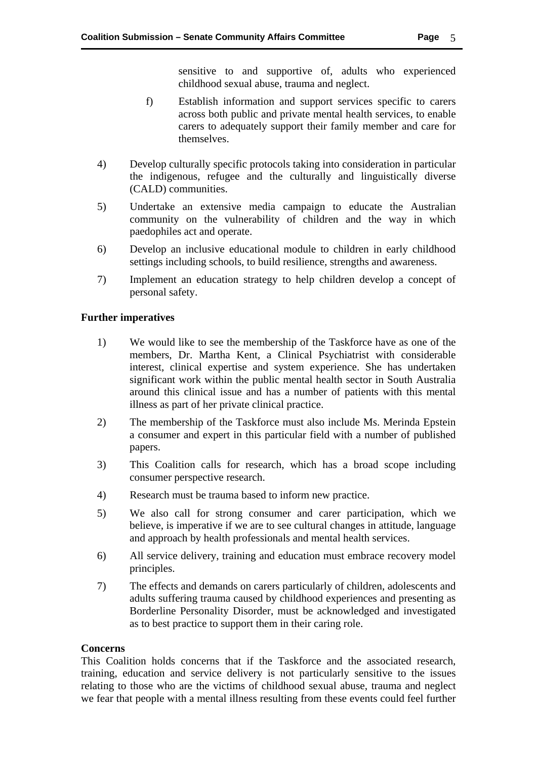sensitive to and supportive of, adults who experienced childhood sexual abuse, trauma and neglect.

f) Establish information and support services specific to carers across both public and private mental health services, to enable carers to adequately support their family member and care for themselves.

4) Develop culturally specific protocols taking into consideration in particular the indigenous, refugee and the culturally and linguistically diverse (CALD) communities.

5) Undertake an extensive media campaign to educate the Australian community on the vulnerability of children and the way in which paedophiles act and operate.

6) Develop an inclusive educational module to children in early childhood settings including schools, to build resilience, strengths and awareness.

7) Implement an education strategy to help children develop a concept of personal safety.

**Further imperatives**

1) We would like to see the membership of the Taskforce have as one of the members, Dr. Martha Kent, a Clinical Psychiatrist with considerable interest, clinical expertise and system experience. She has undertaken significant work within the public mental health sector in South Australia around this clinical issue and has a number of patients with this mental illness as part of her private clinical practice.

2) The membership of the Taskforce must also include Ms. Merinda Epstein a consumer and expert in this particular field with a number of published papers.

3) This Coalition calls for research, which has a broad scope including consumer perspective research.

4) Research must be trauma based to inform new practice.

5) We also call for strong consumer and carer participation, which we believe, is imperative if we are to see cultural changes in attitude, language and approach by health professionals and mental health services.

6) All service delivery, training and education must embrace recovery model principles.

7) The effects and demands on carers particularly of children, adolescents and adults suffering trauma caused by childhood experiences and presenting as Borderline Personality Disorder, must be acknowledged and investigated as to best practice to support them in their caring role.

**Concerns**

This Coalition holds concerns that if the Taskforce and the associated research, training, education and service delivery is not particularly sensitive to the issues relating to those who are the victims of childhood sexual abuse, trauma and neglect we fear that people with a mental illness resulting from these events could feel further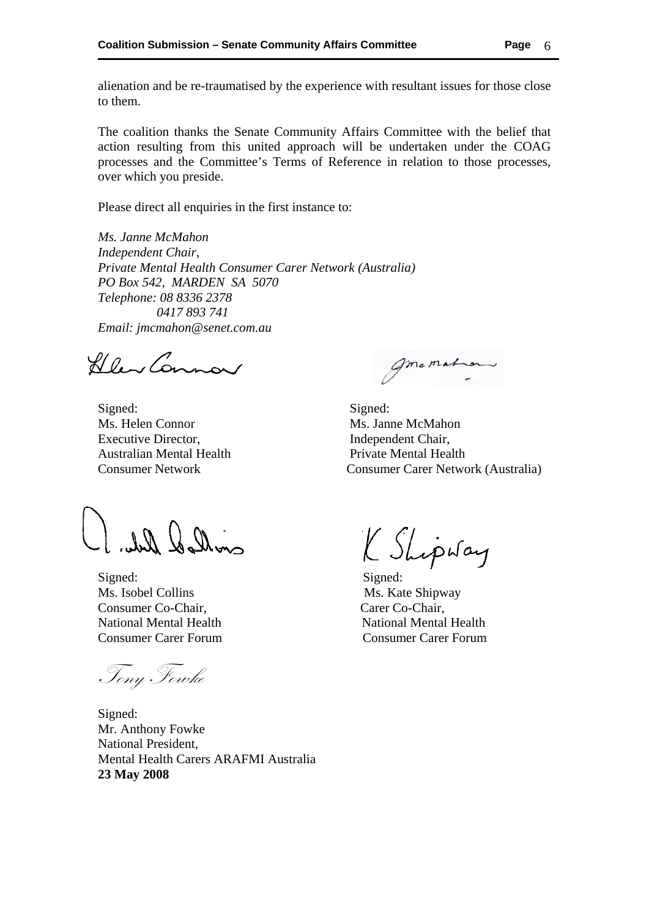alienation and be re-traumatised by the experience with resultant issues for those close to them.

The coalition thanks the Senate Community Affairs Committee with the belief that action resulting from this united approach will be undertaken under the COAG processes and the Committee's Terms of Reference in relation to those processes, over which you preside.

Please direct all enquiries in the first instance to:

*Ms. Janne McMahon*
*Independent Chair,*
*Private Mental Health Consumer Carer Network (Australia)*
*PO Box 542, MARDEN SA 5070*
*Telephone: 08 8336 2378*
*0417 893 741*
*Email: jmcmahon@senet.com.au*

Signed:
Ms. Helen Connor
Executive Director,
Australian Mental Health
Consumer Network

Signed:
Ms. Janne McMahon
Independent Chair,
Private Mental Health
Consumer Carer Network (Australia)

Signed:
Ms. Isobel Collins
Consumer Co-Chair,
National Mental Health
Consumer Carer Forum

Signed:
Ms. Kate Shipway
Carer Co-Chair,
National Mental Health
Consumer Carer Forum

*Tony Fowke*

Signed:
Mr. Anthony Fowke
National President,
Mental Health Carers ARAFMI Australia
**23 May 2008**